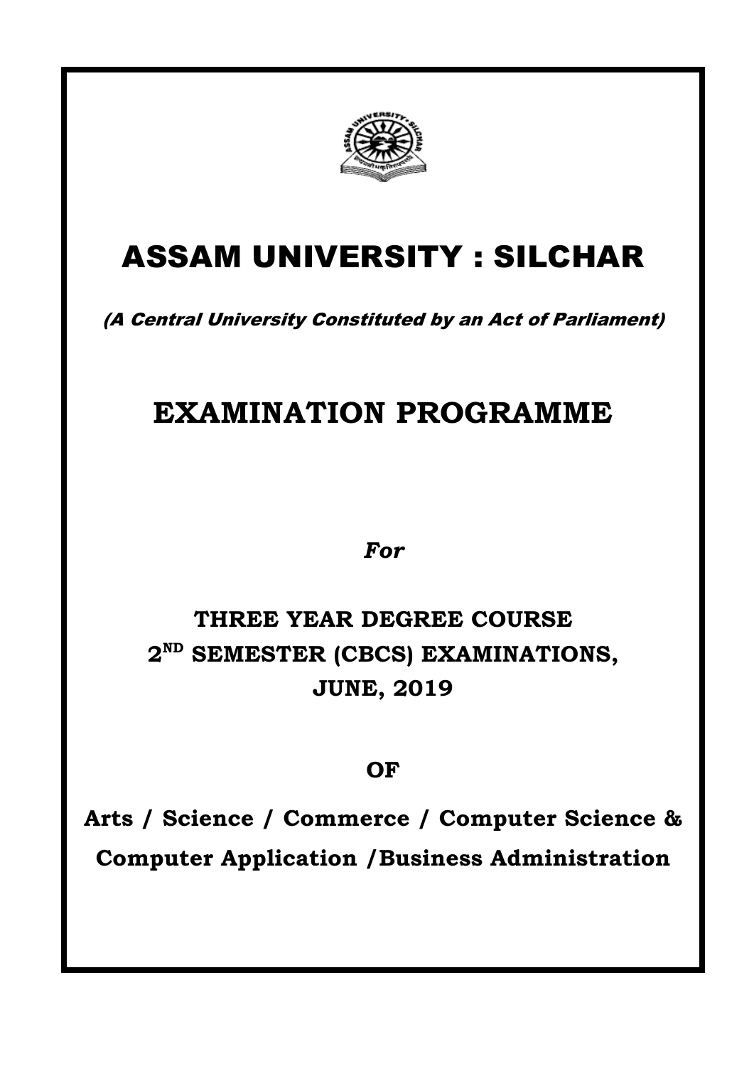# ASSAM UNIVERSITY : SILCHAR

*(A Central University Constituted by an Act of Parliament)*

## EXAMINATION PROGRAMME

***For***

### THREE YEAR DEGREE COURSE
### $2^{ND}$ SEMESTER (CBCS) EXAMINATIONS,
### JUNE, 2019

**OF**

**Arts / Science / Commerce / Computer Science & Computer Application /Business Administration**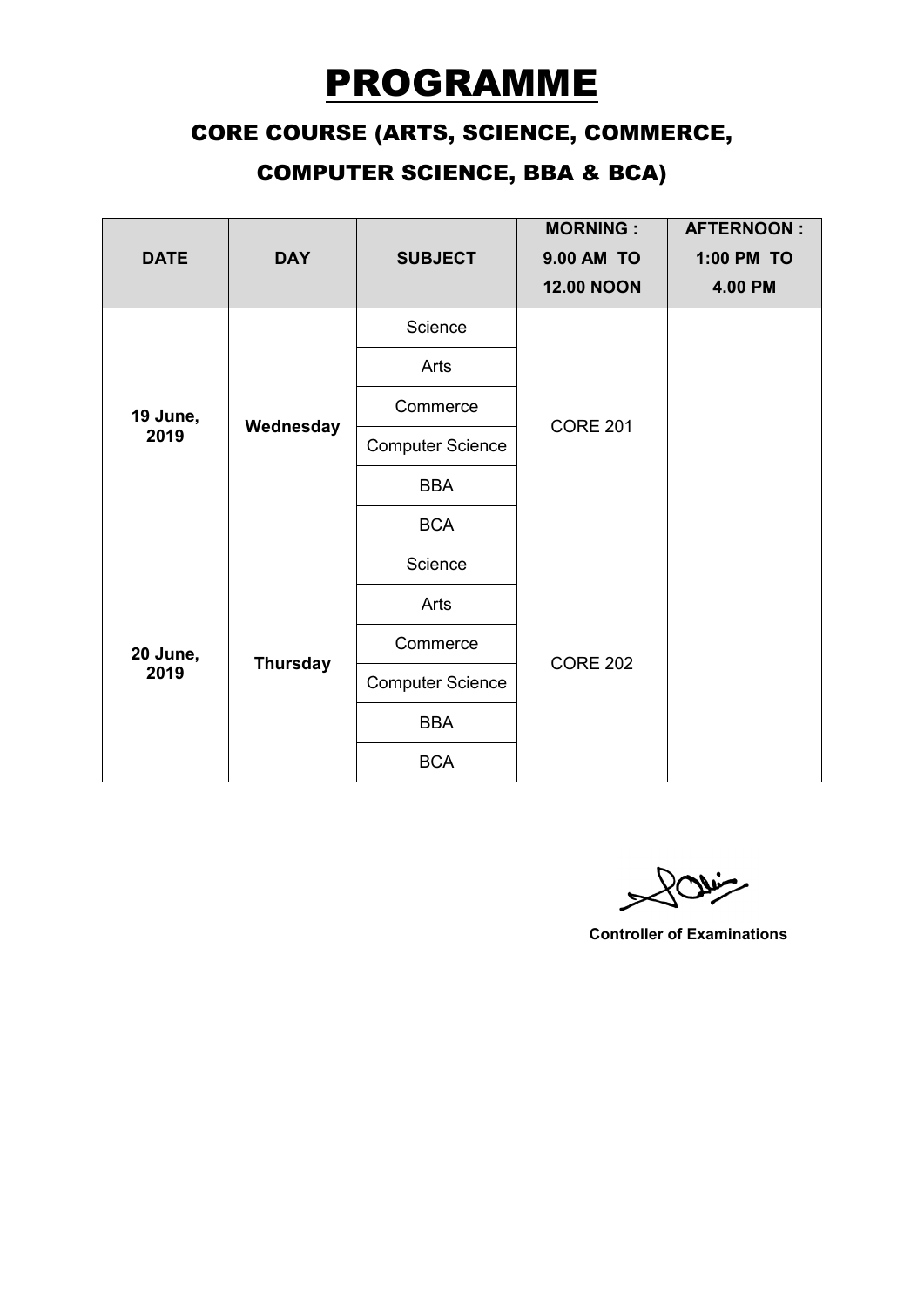# PROGRAMME

## CORE COURSE (ARTS, SCIENCE, COMMERCE, COMPUTER SCIENCE, BBA & BCA)

| DATE | DAY | SUBJECT | MORNING : 9.00 AM TO 12.00 NOON | AFTERNOON : 1:00 PM TO 4.00 PM |
|---|---|---|---|---|
| **19 June, 2019** | **Wednesday** | Science | CORE 201 | |
| | | Arts | | |
| | | Commerce | | |
| | | Computer Science | | |
| | | BBA | | |
| | | BCA | | |
| **20 June, 2019** | **Thursday** | Science | CORE 202 | |
| | | Arts | | |
| | | Commerce | | |
| | | Computer Science | | |
| | | BBA | | |
| | | BCA | | |

**Controller of Examinations**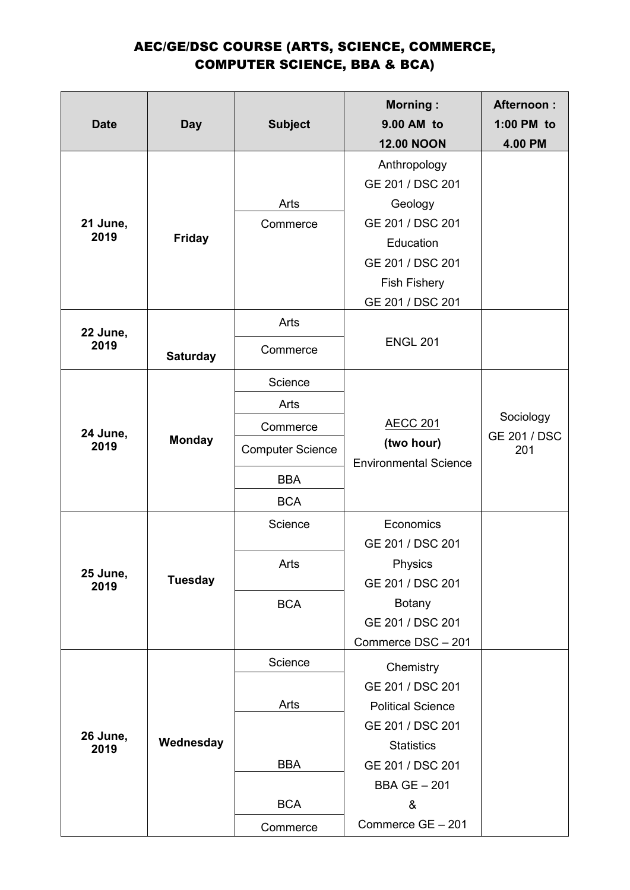## AEC/GE/DSC COURSE (ARTS, SCIENCE, COMMERCE, COMPUTER SCIENCE, BBA & BCA)

| Date | Day | Subject | Morning : 9.00 AM to 12.00 NOON | Afternoon : 1:00 PM to 4.00 PM |
|---|---|---|---|---|
| **21 June, 2019** | **Friday** | Arts<br>Commerce | Anthropology<br>GE 201 / DSC 201<br>Geology<br>GE 201 / DSC 201<br>Education<br>GE 201 / DSC 201<br>Fish Fishery<br>GE 201 / DSC 201 | |
| **22 June, 2019** | **Saturday** | Arts<br>Commerce | ENGL 201 | |
| **24 June, 2019** | **Monday** | Science<br>Arts<br>Commerce<br>Computer Science<br>BBA<br>BCA | AECC 201<br>**(two hour)**<br>Environmental Science | Sociology<br>GE 201 / DSC 201 |
| **25 June, 2019** | **Tuesday** | Science<br>Arts<br>BCA | Economics<br>GE 201 / DSC 201<br>Physics<br>GE 201 / DSC 201<br>Botany<br>GE 201 / DSC 201<br>Commerce DSC – 201 | |
| **26 June, 2019** | **Wednesday** | Science<br>Arts<br>BBA<br>BCA<br>Commerce | Chemistry<br>GE 201 / DSC 201<br>Political Science<br>GE 201 / DSC 201<br>Statistics<br>GE 201 / DSC 201<br>BBA GE – 201<br>&<br>Commerce GE – 201 | |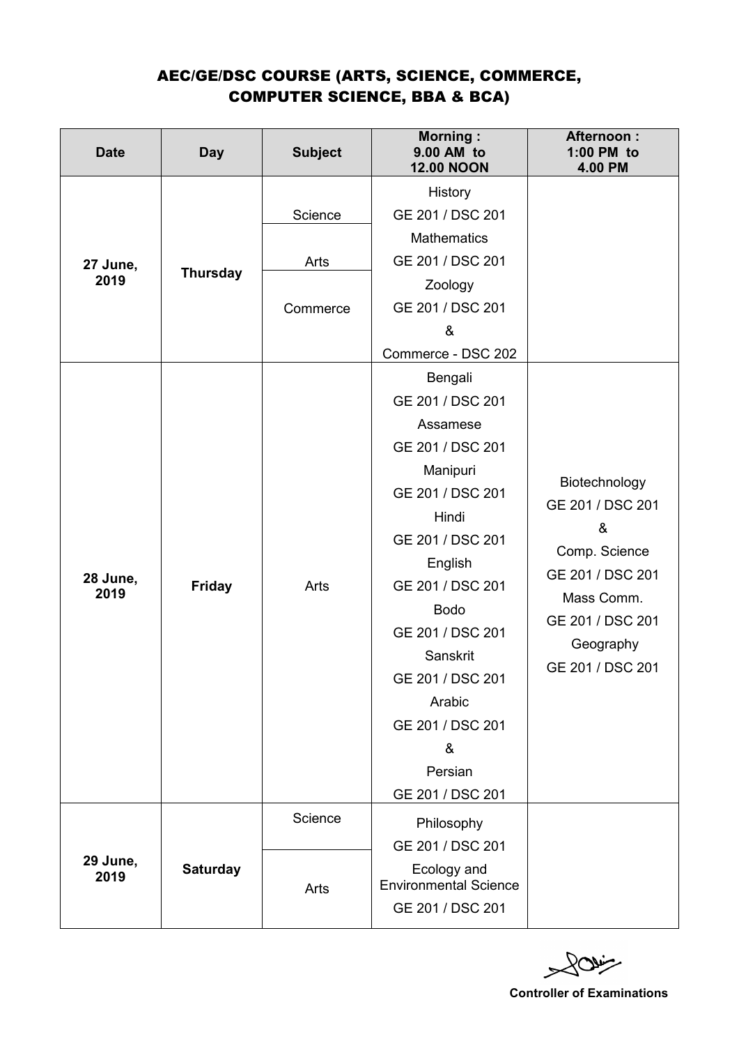## AEC/GE/DSC COURSE (ARTS, SCIENCE, COMMERCE, COMPUTER SCIENCE, BBA & BCA)

| Date | Day | Subject | Morning : 9.00 AM to 12.00 NOON | Afternoon : 1:00 PM to 4.00 PM |
|---|---|---|---|---|
| 27 June, 2019 | Thursday | Science<br>Arts<br>Commerce | History<br>GE 201 / DSC 201<br>Mathematics<br>GE 201 / DSC 201<br>Zoology<br>GE 201 / DSC 201<br>&<br>Commerce - DSC 202 | |
| 28 June, 2019 | Friday | Arts | Bengali<br>GE 201 / DSC 201<br>Assamese<br>GE 201 / DSC 201<br>Manipuri<br>GE 201 / DSC 201<br>Hindi<br>GE 201 / DSC 201<br>English<br>GE 201 / DSC 201<br>Bodo<br>GE 201 / DSC 201<br>Sanskrit<br>GE 201 / DSC 201<br>Arabic<br>GE 201 / DSC 201<br>&<br>Persian<br>GE 201 / DSC 201 | Biotechnology<br>GE 201 / DSC 201<br>&<br>Comp. Science<br>GE 201 / DSC 201<br>Mass Comm.<br>GE 201 / DSC 201<br>Geography<br>GE 201 / DSC 201 |
| 29 June, 2019 | Saturday | Science<br>Arts | Philosophy<br>GE 201 / DSC 201<br>Ecology and Environmental Science<br>GE 201 / DSC 201 | |

**Controller of Examinations**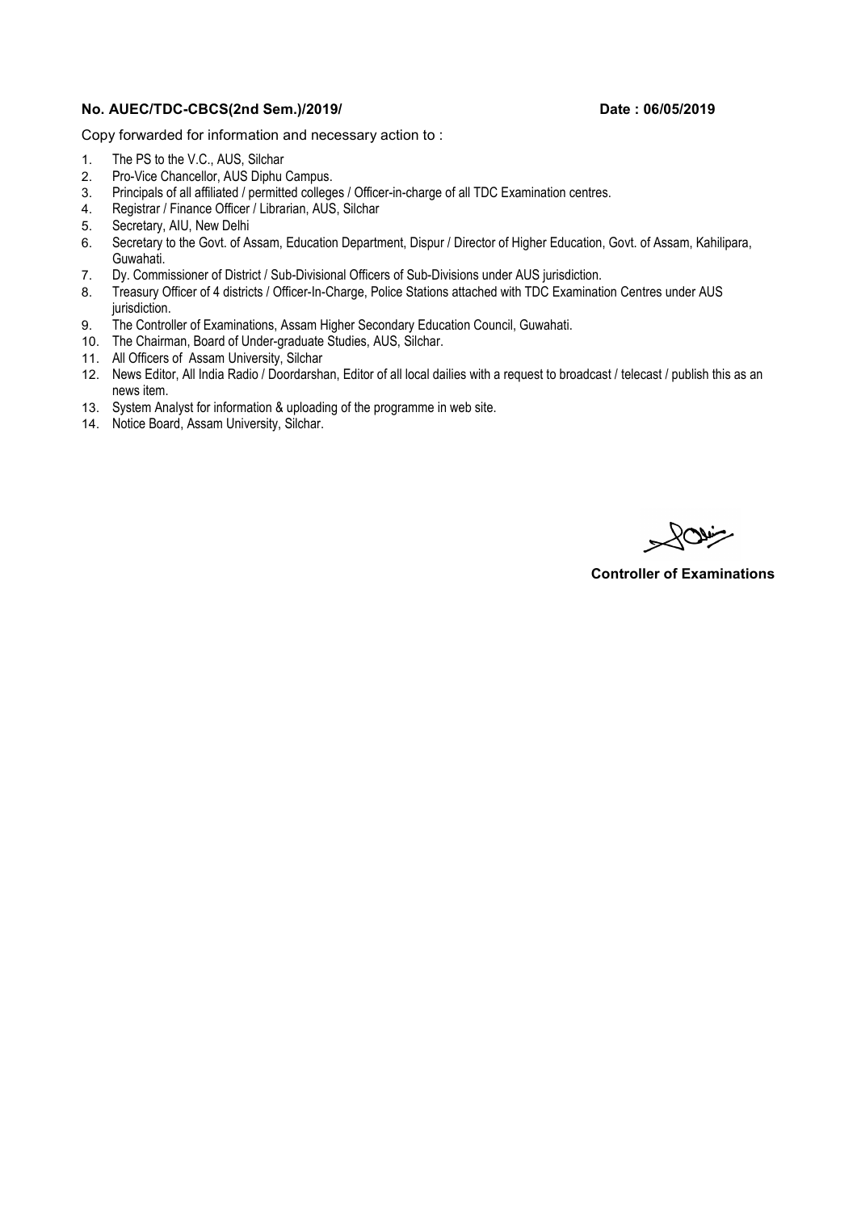**No. AUEC/TDC-CBCS(2nd Sem.)/2019/** **Date : 06/05/2019**

Copy forwarded for information and necessary action to :

1. The PS to the V.C., AUS, Silchar
2. Pro-Vice Chancellor, AUS Diphu Campus.
3. Principals of all affiliated / permitted colleges / Officer-in-charge of all TDC Examination centres.
4. Registrar / Finance Officer / Librarian, AUS, Silchar
5. Secretary, AIU, New Delhi
6. Secretary to the Govt. of Assam, Education Department, Dispur / Director of Higher Education, Govt. of Assam, Kahilipara, Guwahati.
7. Dy. Commissioner of District / Sub-Divisional Officers of Sub-Divisions under AUS jurisdiction.
8. Treasury Officer of 4 districts / Officer-In-Charge, Police Stations attached with TDC Examination Centres under AUS jurisdiction.
9. The Controller of Examinations, Assam Higher Secondary Education Council, Guwahati.
10. The Chairman, Board of Under-graduate Studies, AUS, Silchar.
11. All Officers of Assam University, Silchar
12. News Editor, All India Radio / Doordarshan, Editor of all local dailies with a request to broadcast / telecast / publish this as an news item.
13. System Analyst for information & uploading of the programme in web site.
14. Notice Board, Assam University, Silchar.

**Controller of Examinations**